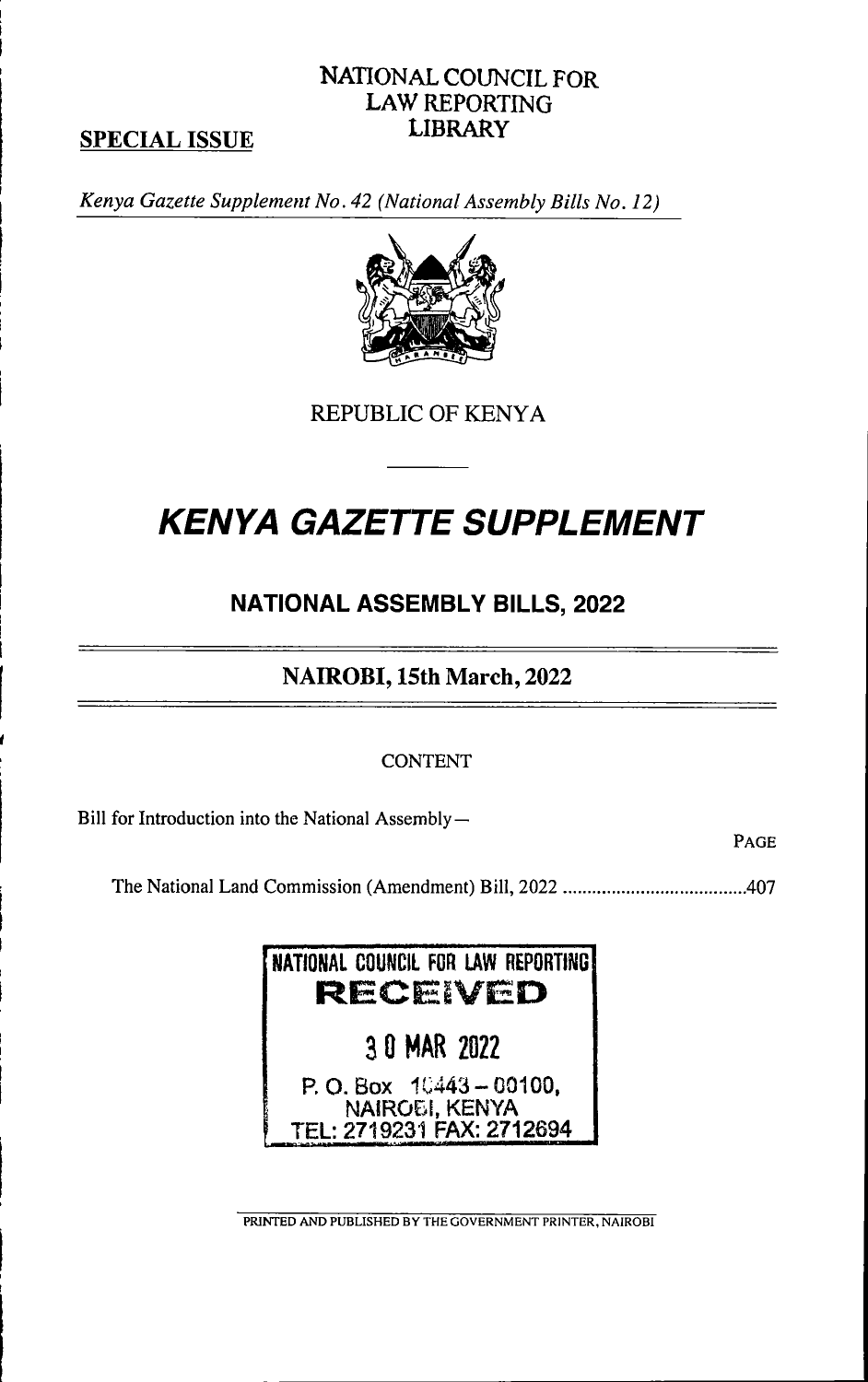NATIONAL COUNCIL FOR LAW REPORTING LIBRARY

**SPECIAL ISSUE**

*Kenya Gazette Supplement No. 42 (National Assembly Bills No. 12)*

REPUBLIC OF KENYA

# *KENYA GAZETTE SUPPLEMENT*

## NATIONAL ASSEMBLY BILLS, 2022

## NAIROBI, 15th March, 2022

CONTENT

Bill for Introduction into the National Assembly—

| | PAGE |
|---|---|
| The National Land Commission (Amendment) Bill, 2022 | 407 |

NATIONAL COUNCIL FOR LAW REPORTING
RECEIVED
30 MAR 2022
P. O. Box 10443 – 00100, NAIROBI, KENYA
TEL: 2719231 FAX: 2712694

PRINTED AND PUBLISHED BY THE GOVERNMENT PRINTER, NAIROBI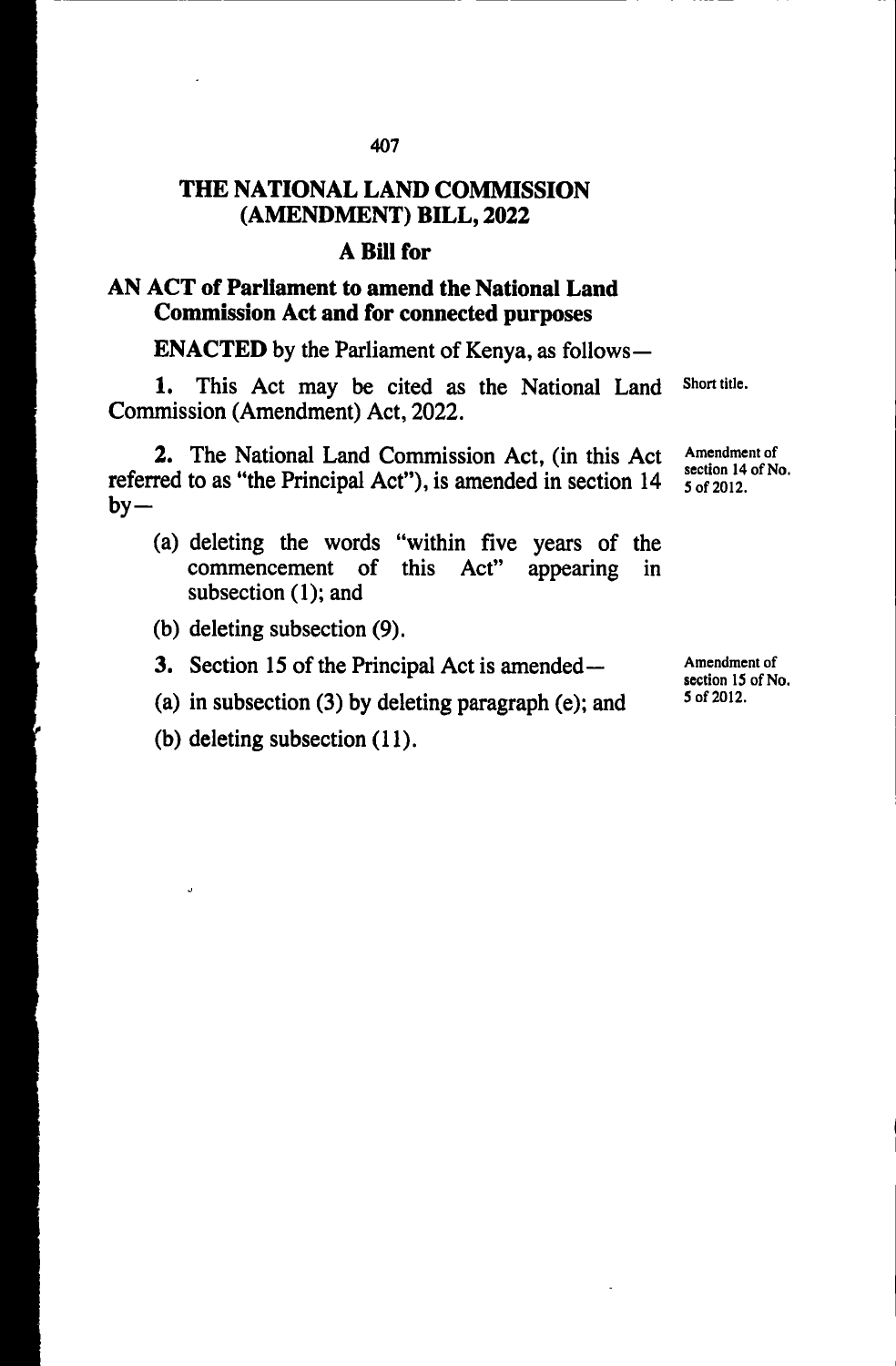# THE NATIONAL LAND COMMISSION (AMENDMENT) BILL, 2022

## A Bill for

## AN ACT of Parliament to amend the National Land Commission Act and for connected purposes

**ENACTED** by the Parliament of Kenya, as follows—

Short title.

**1.** This Act may be cited as the National Land Commission (Amendment) Act, 2022.

Amendment of section 14 of No. 5 of 2012.

**2.** The National Land Commission Act, (in this Act referred to as "the Principal Act"), is amended in section 14 by—

(a) deleting the words "within five years of the commencement of this Act" appearing in subsection (1); and

(b) deleting subsection (9).

Amendment of section 15 of No. 5 of 2012.

**3.** Section 15 of the Principal Act is amended—

(a) in subsection (3) by deleting paragraph (e); and

(b) deleting subsection (11).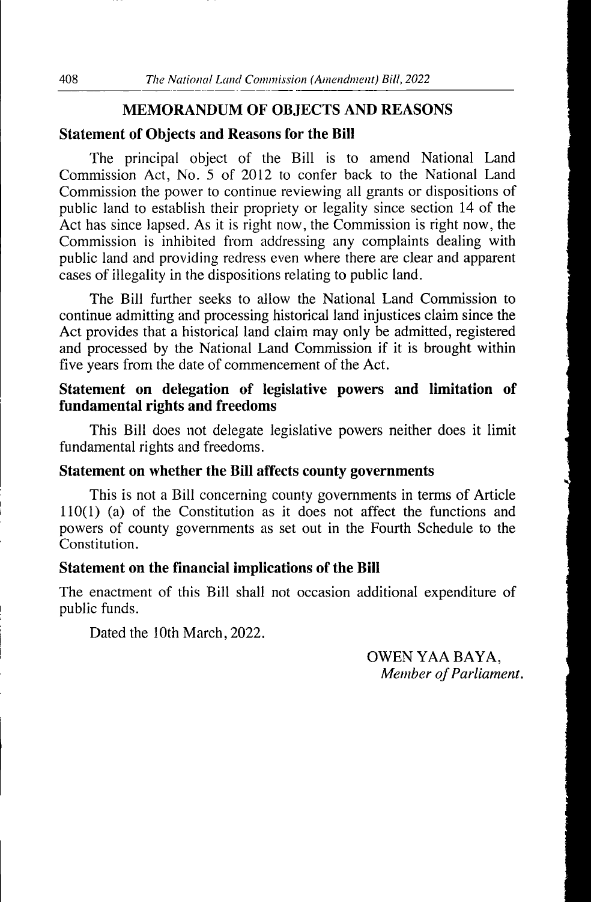## MEMORANDUM OF OBJECTS AND REASONS

### Statement of Objects and Reasons for the Bill

The principal object of the Bill is to amend National Land Commission Act, No. 5 of 2012 to confer back to the National Land Commission the power to continue reviewing all grants or dispositions of public land to establish their propriety or legality since section 14 of the Act has since lapsed. As it is right now, the Commission is right now, the Commission is inhibited from addressing any complaints dealing with public land and providing redress even where there are clear and apparent cases of illegality in the dispositions relating to public land.

The Bill further seeks to allow the National Land Commission to continue admitting and processing historical land injustices claim since the Act provides that a historical land claim may only be admitted, registered and processed by the National Land Commission if it is brought within five years from the date of commencement of the Act.

### Statement on delegation of legislative powers and limitation of fundamental rights and freedoms

This Bill does not delegate legislative powers neither does it limit fundamental rights and freedoms.

### Statement on whether the Bill affects county governments

This is not a Bill concerning county governments in terms of Article 110(1) (a) of the Constitution as it does not affect the functions and powers of county governments as set out in the Fourth Schedule to the Constitution.

### Statement on the financial implications of the Bill

The enactment of this Bill shall not occasion additional expenditure of public funds.

Dated the 10th March, 2022.

OWEN YAA BAYA,
*Member of Parliament.*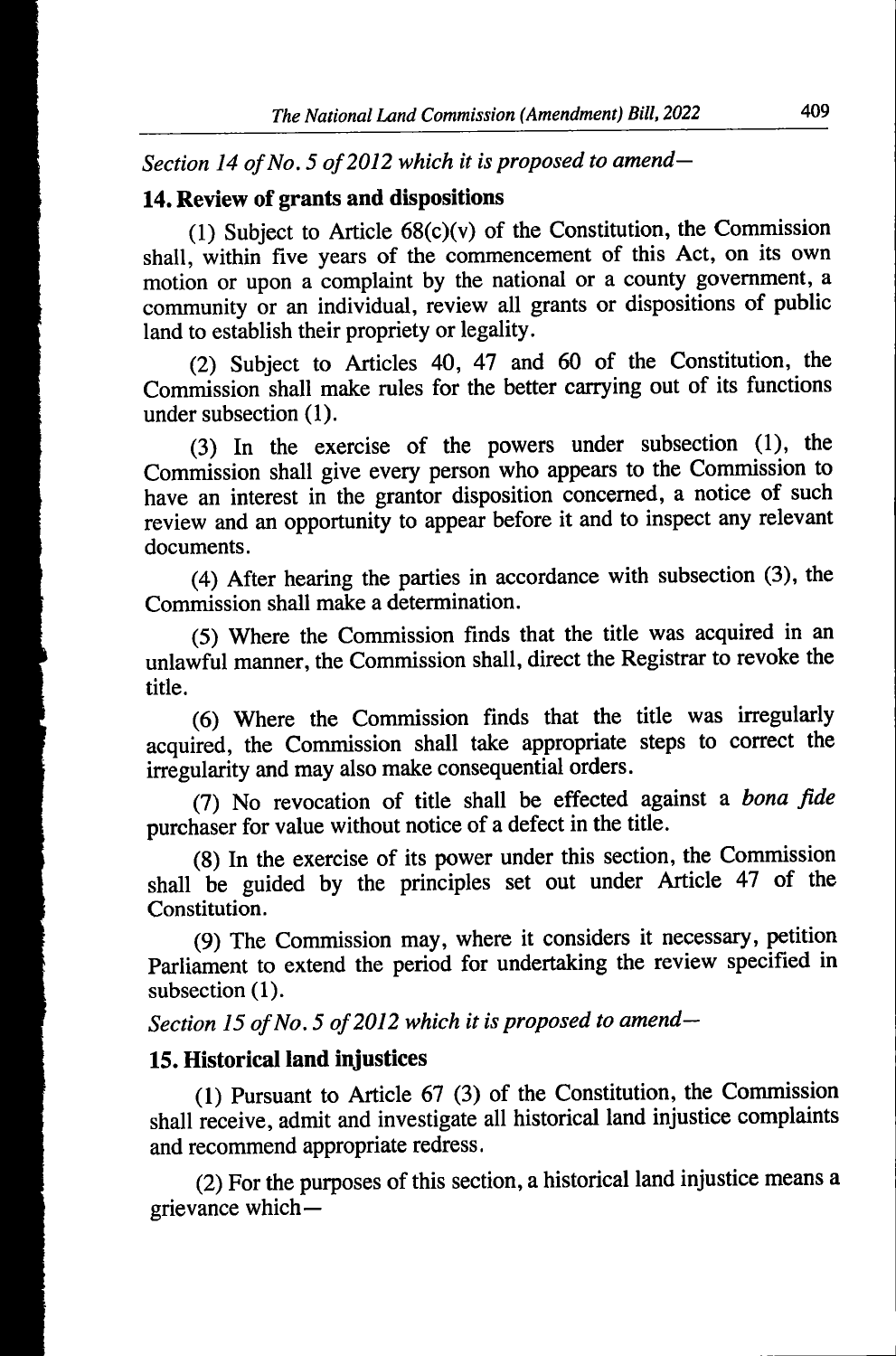*Section 14 of No. 5 of 2012 which it is proposed to amend—*

## 14. Review of grants and dispositions

(1) Subject to Article 68(c)(v) of the Constitution, the Commission shall, within five years of the commencement of this Act, on its own motion or upon a complaint by the national or a county government, a community or an individual, review all grants or dispositions of public land to establish their propriety or legality.

(2) Subject to Articles 40, 47 and 60 of the Constitution, the Commission shall make rules for the better carrying out of its functions under subsection (1).

(3) In the exercise of the powers under subsection (1), the Commission shall give every person who appears to the Commission to have an interest in the grantor disposition concerned, a notice of such review and an opportunity to appear before it and to inspect any relevant documents.

(4) After hearing the parties in accordance with subsection (3), the Commission shall make a determination.

(5) Where the Commission finds that the title was acquired in an unlawful manner, the Commission shall, direct the Registrar to revoke the title.

(6) Where the Commission finds that the title was irregularly acquired, the Commission shall take appropriate steps to correct the irregularity and may also make consequential orders.

(7) No revocation of title shall be effected against a *bona fide* purchaser for value without notice of a defect in the title.

(8) In the exercise of its power under this section, the Commission shall be guided by the principles set out under Article 47 of the Constitution.

(9) The Commission may, where it considers it necessary, petition Parliament to extend the period for undertaking the review specified in subsection (1).

*Section 15 of No. 5 of 2012 which it is proposed to amend—*

## 15. Historical land injustices

(1) Pursuant to Article 67 (3) of the Constitution, the Commission shall receive, admit and investigate all historical land injustice complaints and recommend appropriate redress.

(2) For the purposes of this section, a historical land injustice means a grievance which—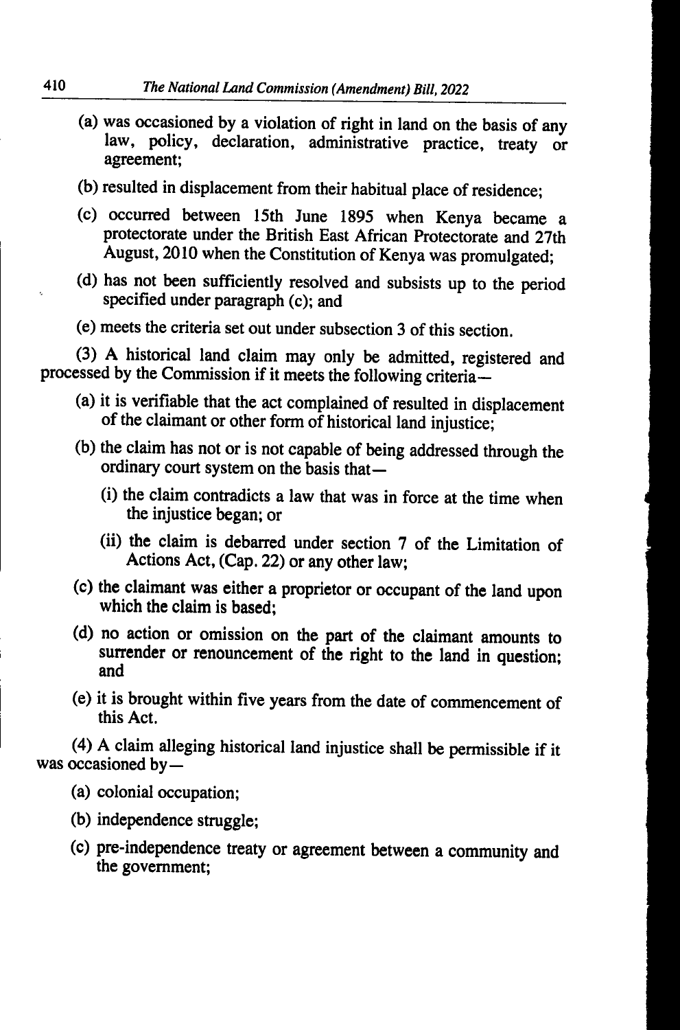(a) was occasioned by a violation of right in land on the basis of any law, policy, declaration, administrative practice, treaty or agreement;

(b) resulted in displacement from their habitual place of residence;

(c) occurred between 15th June 1895 when Kenya became a protectorate under the British East African Protectorate and 27th August, 2010 when the Constitution of Kenya was promulgated;

(d) has not been sufficiently resolved and subsists up to the period specified under paragraph (c); and

(e) meets the criteria set out under subsection 3 of this section.

(3) A historical land claim may only be admitted, registered and processed by the Commission if it meets the following criteria—

(a) it is verifiable that the act complained of resulted in displacement of the claimant or other form of historical land injustice;

(b) the claim has not or is not capable of being addressed through the ordinary court system on the basis that—

(i) the claim contradicts a law that was in force at the time when the injustice began; or

(ii) the claim is debarred under section 7 of the Limitation of Actions Act, (Cap. 22) or any other law;

(c) the claimant was either a proprietor or occupant of the land upon which the claim is based;

(d) no action or omission on the part of the claimant amounts to surrender or renouncement of the right to the land in question; and

(e) it is brought within five years from the date of commencement of this Act.

(4) A claim alleging historical land injustice shall be permissible if it was occasioned by—

(a) colonial occupation;

(b) independence struggle;

(c) pre-independence treaty or agreement between a community and the government;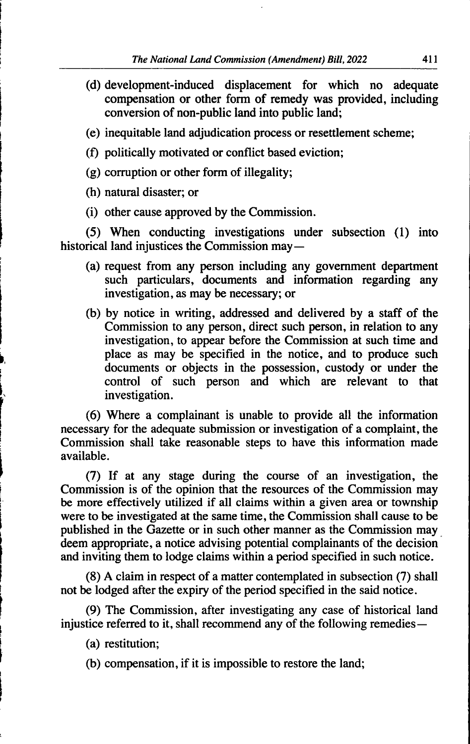(d) development-induced displacement for which no adequate compensation or other form of remedy was provided, including conversion of non-public land into public land;

(e) inequitable land adjudication process or resettlement scheme;

(f) politically motivated or conflict based eviction;

(g) corruption or other form of illegality;

(h) natural disaster; or

(i) other cause approved by the Commission.

(5) When conducting investigations under subsection (1) into historical land injustices the Commission may—

(a) request from any person including any government department such particulars, documents and information regarding any investigation, as may be necessary; or

(b) by notice in writing, addressed and delivered by a staff of the Commission to any person, direct such person, in relation to any investigation, to appear before the Commission at such time and place as may be specified in the notice, and to produce such documents or objects in the possession, custody or under the control of such person and which are relevant to that investigation.

(6) Where a complainant is unable to provide all the information necessary for the adequate submission or investigation of a complaint, the Commission shall take reasonable steps to have this information made available.

(7) If at any stage during the course of an investigation, the Commission is of the opinion that the resources of the Commission may be more effectively utilized if all claims within a given area or township were to be investigated at the same time, the Commission shall cause to be published in the Gazette or in such other manner as the Commission may deem appropriate, a notice advising potential complainants of the decision and inviting them to lodge claims within a period specified in such notice.

(8) A claim in respect of a matter contemplated in subsection (7) shall not be lodged after the expiry of the period specified in the said notice.

(9) The Commission, after investigating any case of historical land injustice referred to it, shall recommend any of the following remedies—

(a) restitution;

(b) compensation, if it is impossible to restore the land;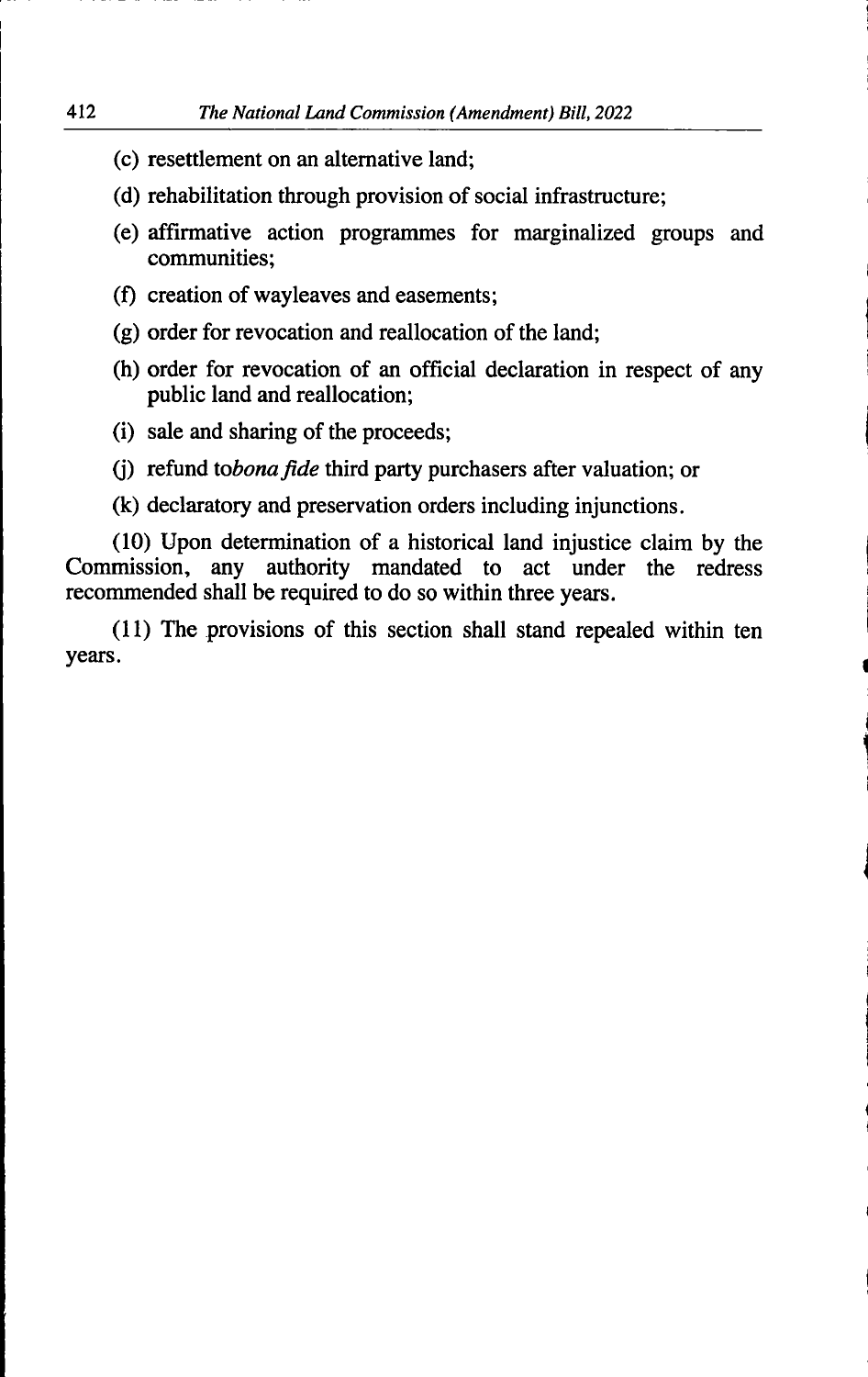(c) resettlement on an alternative land;

(d) rehabilitation through provision of social infrastructure;

(e) affirmative action programmes for marginalized groups and communities;

(f) creation of wayleaves and easements;

(g) order for revocation and reallocation of the land;

(h) order for revocation of an official declaration in respect of any public land and reallocation;

(i) sale and sharing of the proceeds;

(j) refund to*bona fide* third party purchasers after valuation; or

(k) declaratory and preservation orders including injunctions.

(10) Upon determination of a historical land injustice claim by the Commission, any authority mandated to act under the redress recommended shall be required to do so within three years.

(11) The provisions of this section shall stand repealed within ten years.